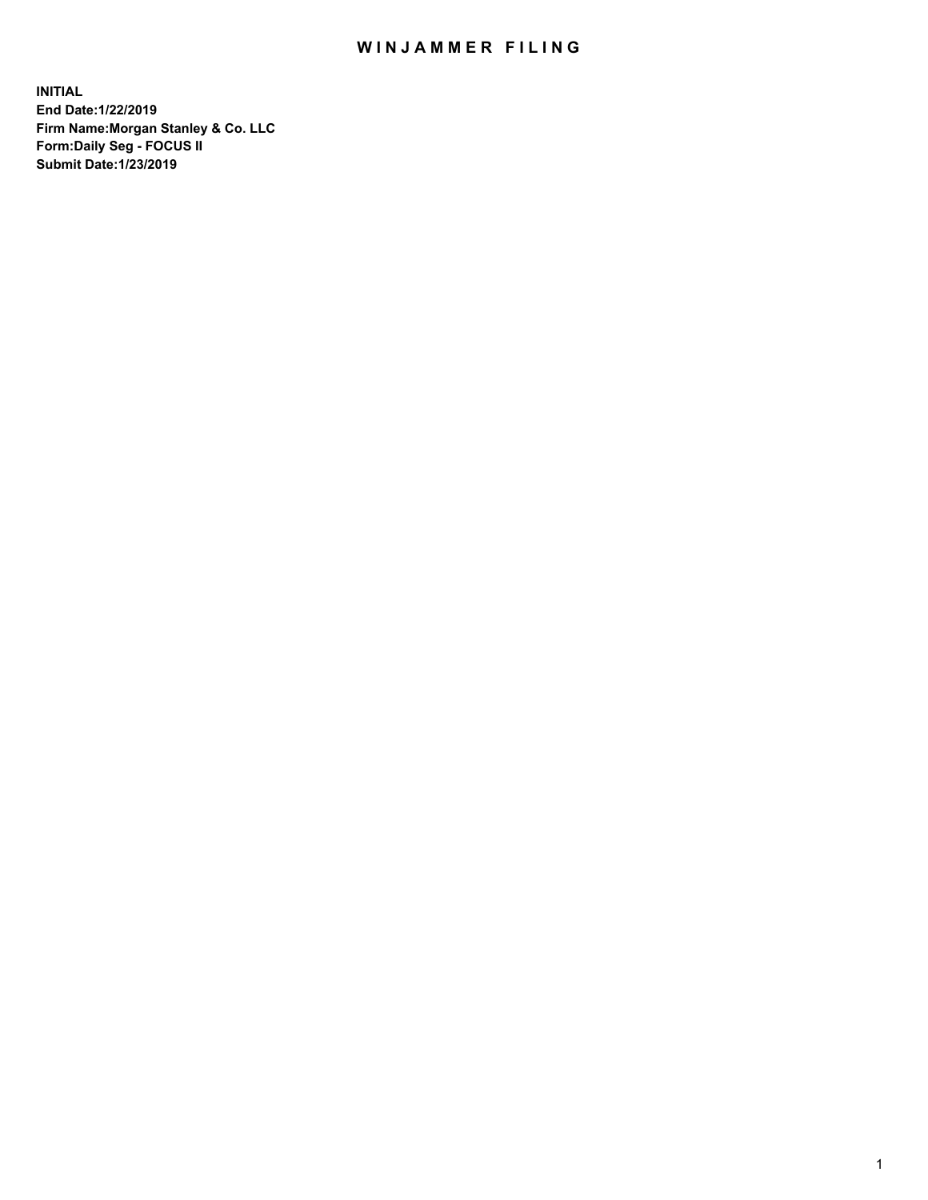# WINJAMMER FILING

**INITIAL**
**End Date:1/22/2019**
**Firm Name:Morgan Stanley & Co. LLC**
**Form:Daily Seg - FOCUS II**
**Submit Date:1/23/2019**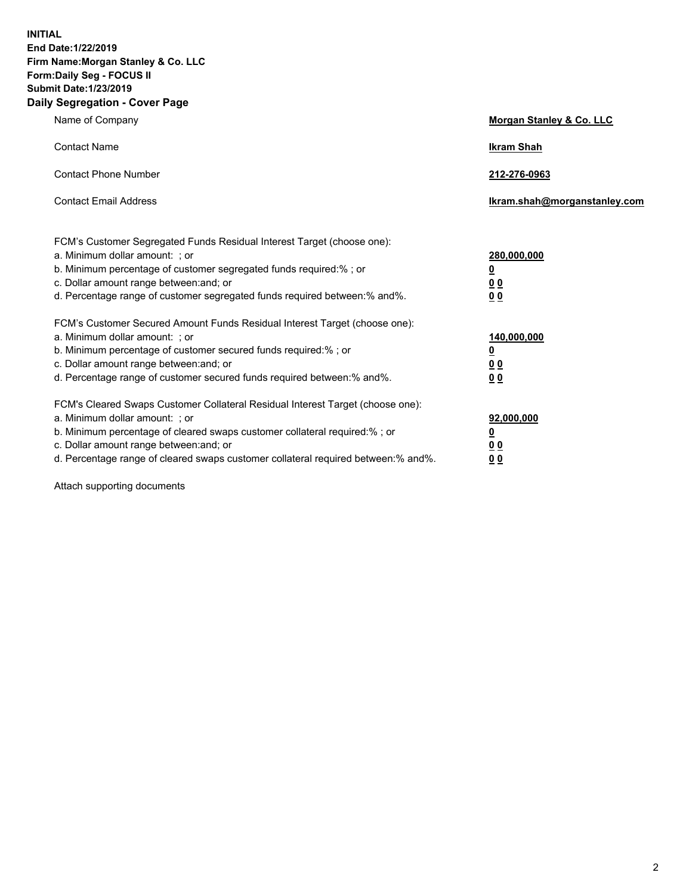**INITIAL**
**End Date:1/22/2019**
**Firm Name:Morgan Stanley & Co. LLC**
**Form:Daily Seg - FOCUS II**
**Submit Date:1/23/2019**

## Daily Segregation - Cover Page

| | |
|---|---|
| Name of Company | **Morgan Stanley & Co. LLC** |
| Contact Name | **Ikram Shah** |
| Contact Phone Number | **212-276-0963** |
| Contact Email Address | **Ikram.shah@morganstanley.com** |

| | |
|---|---|
| FCM's Customer Segregated Funds Residual Interest Target (choose one): | |
| a. Minimum dollar amount: ; or | **280,000,000** |
| b. Minimum percentage of customer segregated funds required:% ; or | **0** |
| c. Dollar amount range between:and; or | **0 0** |
| d. Percentage range of customer segregated funds required between:% and%. | **0 0** |
| FCM's Customer Secured Amount Funds Residual Interest Target (choose one): | |
| a. Minimum dollar amount: ; or | **140,000,000** |
| b. Minimum percentage of customer secured funds required:% ; or | **0** |
| c. Dollar amount range between:and; or | **0 0** |
| d. Percentage range of customer secured funds required between:% and%. | **0 0** |
| FCM's Cleared Swaps Customer Collateral Residual Interest Target (choose one): | |
| a. Minimum dollar amount: ; or | **92,000,000** |
| b. Minimum percentage of cleared swaps customer collateral required:% ; or | **0** |
| c. Dollar amount range between:and; or | **0 0** |
| d. Percentage range of cleared swaps customer collateral required between:% and%. | **0 0** |

Attach supporting documents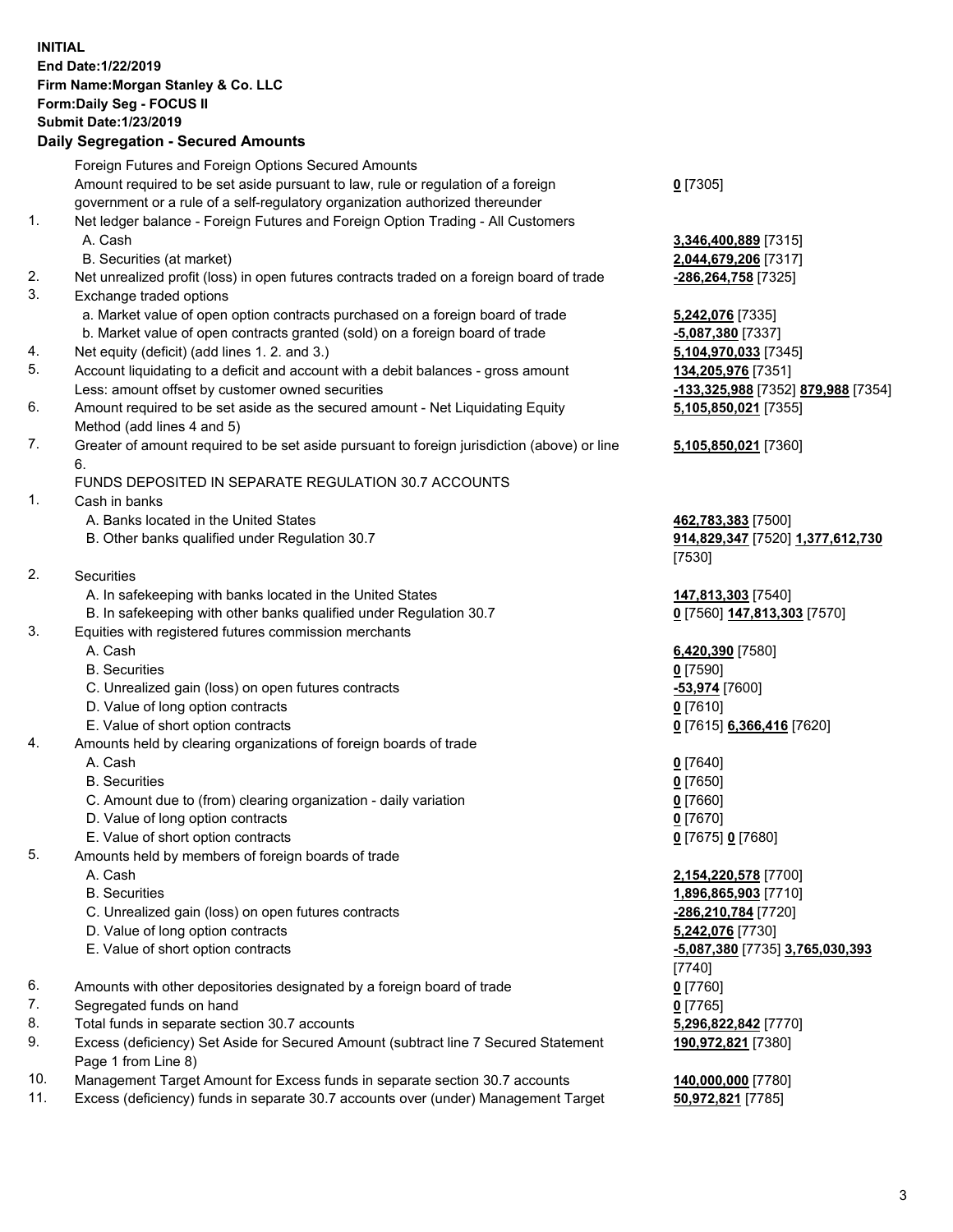**INITIAL**
**End Date:1/22/2019**
**Firm Name:Morgan Stanley & Co. LLC**
**Form:Daily Seg - FOCUS II**
**Submit Date:1/23/2019**

## Daily Segregation - Secured Amounts

| | | |
|---|---|---|
| | Foreign Futures and Foreign Options Secured Amounts | |
| | Amount required to be set aside pursuant to law, rule or regulation of a foreign government or a rule of a self-regulatory organization authorized thereunder | **0** [7305] |
| 1. | Net ledger balance - Foreign Futures and Foreign Option Trading - All Customers | |
| | A. Cash | **3,346,400,889** [7315] |
| | B. Securities (at market) | **2,044,679,206** [7317] |
| 2. | Net unrealized profit (loss) in open futures contracts traded on a foreign board of trade | **-286,264,758** [7325] |
| 3. | Exchange traded options | |
| | a. Market value of open option contracts purchased on a foreign board of trade | **5,242,076** [7335] |
| | b. Market value of open contracts granted (sold) on a foreign board of trade | **-5,087,380** [7337] |
| 4. | Net equity (deficit) (add lines 1. 2. and 3.) | **5,104,970,033** [7345] |
| 5. | Account liquidating to a deficit and account with a debit balances - gross amount | **134,205,976** [7351] |
| | Less: amount offset by customer owned securities | **-133,325,988** [7352] **879,988** [7354] |
| 6. | Amount required to be set aside as the secured amount - Net Liquidating Equity Method (add lines 4 and 5) | **5,105,850,021** [7355] |
| 7. | Greater of amount required to be set aside pursuant to foreign jurisdiction (above) or line 6. | **5,105,850,021** [7360] |
| | FUNDS DEPOSITED IN SEPARATE REGULATION 30.7 ACCOUNTS | |
| 1. | Cash in banks | |
| | A. Banks located in the United States | **462,783,383** [7500] |
| | B. Other banks qualified under Regulation 30.7 | **914,829,347** [7520] **1,377,612,730** [7530] |
| 2. | Securities | |
| | A. In safekeeping with banks located in the United States | **147,813,303** [7540] |
| | B. In safekeeping with other banks qualified under Regulation 30.7 | **0** [7560] **147,813,303** [7570] |
| 3. | Equities with registered futures commission merchants | |
| | A. Cash | **6,420,390** [7580] |
| | B. Securities | **0** [7590] |
| | C. Unrealized gain (loss) on open futures contracts | **-53,974** [7600] |
| | D. Value of long option contracts | **0** [7610] |
| | E. Value of short option contracts | **0** [7615] **6,366,416** [7620] |
| 4. | Amounts held by clearing organizations of foreign boards of trade | |
| | A. Cash | **0** [7640] |
| | B. Securities | **0** [7650] |
| | C. Amount due to (from) clearing organization - daily variation | **0** [7660] |
| | D. Value of long option contracts | **0** [7670] |
| | E. Value of short option contracts | **0** [7675] **0** [7680] |
| 5. | Amounts held by members of foreign boards of trade | |
| | A. Cash | **2,154,220,578** [7700] |
| | B. Securities | **1,896,865,903** [7710] |
| | C. Unrealized gain (loss) on open futures contracts | **-286,210,784** [7720] |
| | D. Value of long option contracts | **5,242,076** [7730] |
| | E. Value of short option contracts | **-5,087,380** [7735] **3,765,030,393** [7740] |
| 6. | Amounts with other depositories designated by a foreign board of trade | **0** [7760] |
| 7. | Segregated funds on hand | **0** [7765] |
| 8. | Total funds in separate section 30.7 accounts | **5,296,822,842** [7770] |
| 9. | Excess (deficiency) Set Aside for Secured Amount (subtract line 7 Secured Statement Page 1 from Line 8) | **190,972,821** [7380] |
| 10. | Management Target Amount for Excess funds in separate section 30.7 accounts | **140,000,000** [7780] |
| 11. | Excess (deficiency) funds in separate 30.7 accounts over (under) Management Target | **50,972,821** [7785] |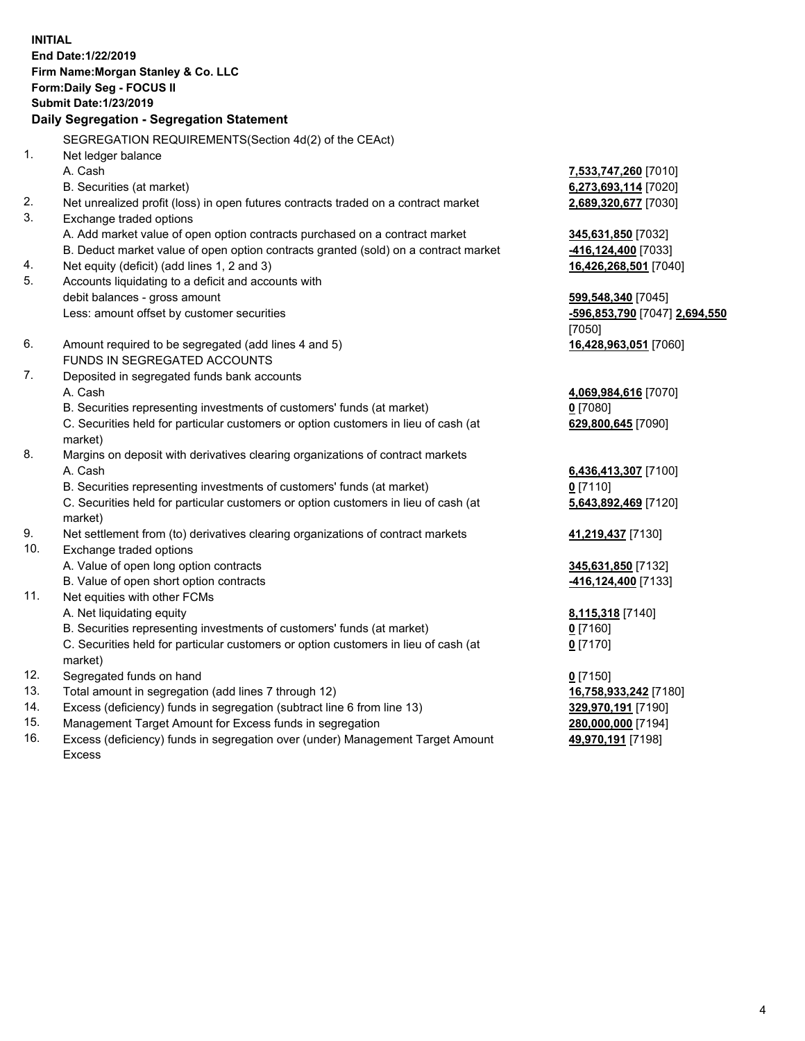**INITIAL**
**End Date:1/22/2019**
**Firm Name:Morgan Stanley & Co. LLC**
**Form:Daily Seg - FOCUS II**
**Submit Date:1/23/2019**

## Daily Segregation - Segregation Statement

SEGREGATION REQUIREMENTS(Section 4d(2) of the CEAct)

| | | |
|---|---|---|
| 1. | Net ledger balance | |
| | A. Cash | **7,533,747,260** [7010] |
| | B. Securities (at market) | **6,273,693,114** [7020] |
| 2. | Net unrealized profit (loss) in open futures contracts traded on a contract market | **2,689,320,677** [7030] |
| 3. | Exchange traded options | |
| | A. Add market value of open option contracts purchased on a contract market | **345,631,850** [7032] |
| | B. Deduct market value of open option contracts granted (sold) on a contract market | **-416,124,400** [7033] |
| 4. | Net equity (deficit) (add lines 1, 2 and 3) | **16,426,268,501** [7040] |
| 5. | Accounts liquidating to a deficit and accounts with debit balances - gross amount | **599,548,340** [7045] |
| | Less: amount offset by customer securities | **-596,853,790** [7047] **2,694,550** [7050] |
| 6. | Amount required to be segregated (add lines 4 and 5) | **16,428,963,051** [7060] |
| | FUNDS IN SEGREGATED ACCOUNTS | |
| 7. | Deposited in segregated funds bank accounts | |
| | A. Cash | **4,069,984,616** [7070] |
| | B. Securities representing investments of customers' funds (at market) | **0** [7080] |
| | C. Securities held for particular customers or option customers in lieu of cash (at market) | **629,800,645** [7090] |
| 8. | Margins on deposit with derivatives clearing organizations of contract markets | |
| | A. Cash | **6,436,413,307** [7100] |
| | B. Securities representing investments of customers' funds (at market) | **0** [7110] |
| | C. Securities held for particular customers or option customers in lieu of cash (at market) | **5,643,892,469** [7120] |
| 9. | Net settlement from (to) derivatives clearing organizations of contract markets | **41,219,437** [7130] |
| 10. | Exchange traded options | |
| | A. Value of open long option contracts | **345,631,850** [7132] |
| | B. Value of open short option contracts | **-416,124,400** [7133] |
| 11. | Net equities with other FCMs | |
| | A. Net liquidating equity | **8,115,318** [7140] |
| | B. Securities representing investments of customers' funds (at market) | **0** [7160] |
| | C. Securities held for particular customers or option customers in lieu of cash (at market) | **0** [7170] |
| 12. | Segregated funds on hand | **0** [7150] |
| 13. | Total amount in segregation (add lines 7 through 12) | **16,758,933,242** [7180] |
| 14. | Excess (deficiency) funds in segregation (subtract line 6 from line 13) | **329,970,191** [7190] |
| 15. | Management Target Amount for Excess funds in segregation | **280,000,000** [7194] |
| 16. | Excess (deficiency) funds in segregation over (under) Management Target Amount Excess | **49,970,191** [7198] |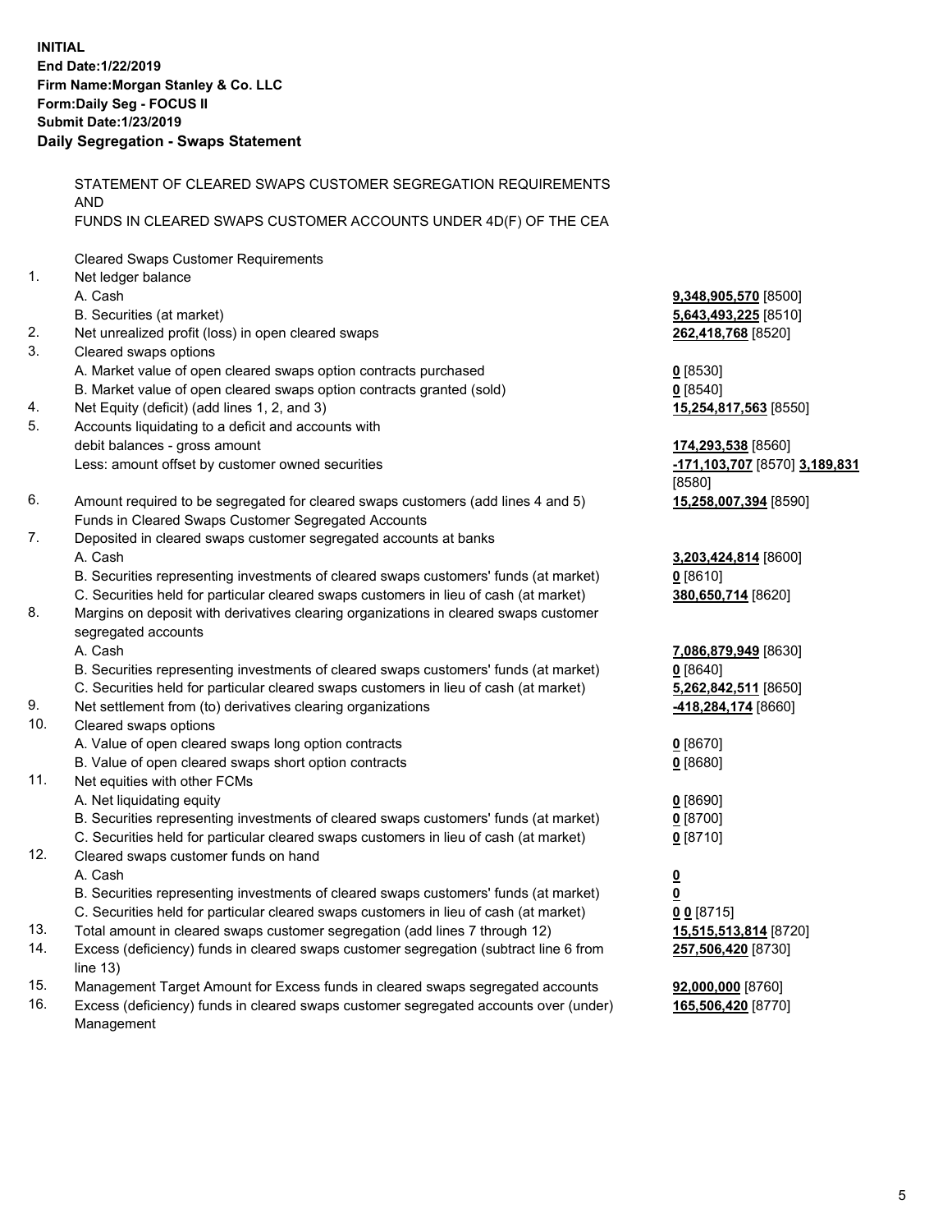**INITIAL**
**End Date:1/22/2019**
**Firm Name:Morgan Stanley & Co. LLC**
**Form:Daily Seg - FOCUS II**
**Submit Date:1/23/2019**
**Daily Segregation - Swaps Statement**

STATEMENT OF CLEARED SWAPS CUSTOMER SEGREGATION REQUIREMENTS AND FUNDS IN CLEARED SWAPS CUSTOMER ACCOUNTS UNDER 4D(F) OF THE CEA

| | | |
|---|---|---|
| | Cleared Swaps Customer Requirements | |
| 1. | Net ledger balance | |
| | A. Cash | **9,348,905,570** [8500] |
| | B. Securities (at market) | **5,643,493,225** [8510] |
| 2. | Net unrealized profit (loss) in open cleared swaps | **262,418,768** [8520] |
| 3. | Cleared swaps options | |
| | A. Market value of open cleared swaps option contracts purchased | **0** [8530] |
| | B. Market value of open cleared swaps option contracts granted (sold) | **0** [8540] |
| 4. | Net Equity (deficit) (add lines 1, 2, and 3) | **15,254,817,563** [8550] |
| 5. | Accounts liquidating to a deficit and accounts with debit balances - gross amount | **174,293,538** [8560] |
| | Less: amount offset by customer owned securities | **-171,103,707** [8570] **3,189,831** [8580] |
| 6. | Amount required to be segregated for cleared swaps customers (add lines 4 and 5) | **15,258,007,394** [8590] |
| | Funds in Cleared Swaps Customer Segregated Accounts | |
| 7. | Deposited in cleared swaps customer segregated accounts at banks | |
| | A. Cash | **3,203,424,814** [8600] |
| | B. Securities representing investments of cleared swaps customers' funds (at market) | **0** [8610] |
| | C. Securities held for particular cleared swaps customers in lieu of cash (at market) | **380,650,714** [8620] |
| 8. | Margins on deposit with derivatives clearing organizations in cleared swaps customer segregated accounts | |
| | A. Cash | **7,086,879,949** [8630] |
| | B. Securities representing investments of cleared swaps customers' funds (at market) | **0** [8640] |
| | C. Securities held for particular cleared swaps customers in lieu of cash (at market) | **5,262,842,511** [8650] |
| 9. | Net settlement from (to) derivatives clearing organizations | **-418,284,174** [8660] |
| 10. | Cleared swaps options | |
| | A. Value of open cleared swaps long option contracts | **0** [8670] |
| | B. Value of open cleared swaps short option contracts | **0** [8680] |
| 11. | Net equities with other FCMs | |
| | A. Net liquidating equity | **0** [8690] |
| | B. Securities representing investments of cleared swaps customers' funds (at market) | **0** [8700] |
| | C. Securities held for particular cleared swaps customers in lieu of cash (at market) | **0** [8710] |
| 12. | Cleared swaps customer funds on hand | |
| | A. Cash | **0** |
| | B. Securities representing investments of cleared swaps customers' funds (at market) | **0** |
| | C. Securities held for particular cleared swaps customers in lieu of cash (at market) | **0** **0** [8715] |
| 13. | Total amount in cleared swaps customer segregation (add lines 7 through 12) | **15,515,513,814** [8720] |
| 14. | Excess (deficiency) funds in cleared swaps customer segregation (subtract line 6 from line 13) | **257,506,420** [8730] |
| 15. | Management Target Amount for Excess funds in cleared swaps segregated accounts | **92,000,000** [8760] |
| 16. | Excess (deficiency) funds in cleared swaps customer segregated accounts over (under) Management | **165,506,420** [8770] |